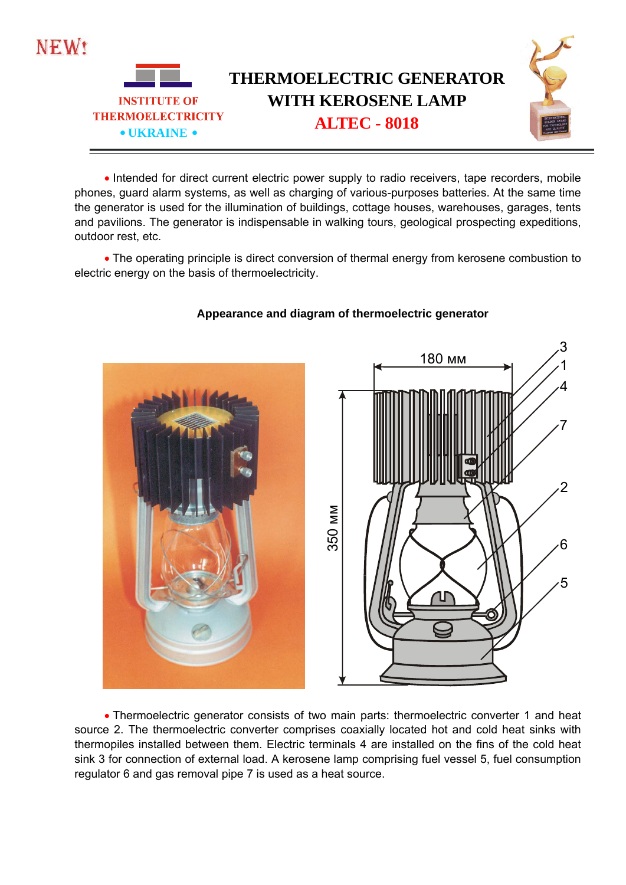NEW!

INSTITUTE OF THERMOELECTRICITY
• UKRAINE •

# THERMOELECTRIC GENERATOR WITH KEROSENE LAMP ALTEC - 8018

• Intended for direct current electric power supply to radio receivers, tape recorders, mobile phones, guard alarm systems, as well as charging of various-purposes batteries. At the same time the generator is used for the illumination of buildings, cottage houses, warehouses, garages, tents and pavilions. The generator is indispensable in walking tours, geological prospecting expeditions, outdoor rest, etc.

• The operating principle is direct conversion of thermal energy from kerosene combustion to electric energy on the basis of thermoelectricity.

**Appearance and diagram of thermoelectric generator**

• Thermoelectric generator consists of two main parts: thermoelectric converter 1 and heat source 2. The thermoelectric converter comprises coaxially located hot and cold heat sinks with thermopiles installed between them. Electric terminals 4 are installed on the fins of the cold heat sink 3 for connection of external load. A kerosene lamp comprising fuel vessel 5, fuel consumption regulator 6 and gas removal pipe 7 is used as a heat source.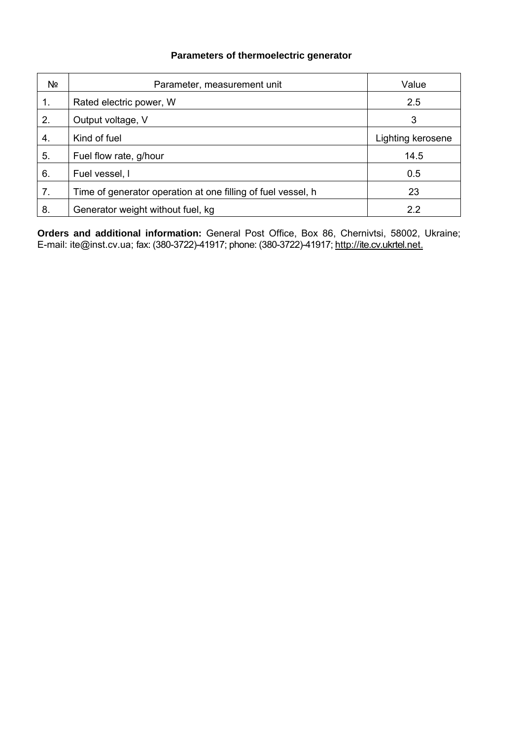**Parameters of thermoelectric generator**

| № | Parameter, measurement unit | Value |
|---|---|---|
| 1. | Rated electric power, W | 2.5 |
| 2. | Output voltage, V | 3 |
| 4. | Kind of fuel | Lighting kerosene |
| 5. | Fuel flow rate, g/hour | 14.5 |
| 6. | Fuel vessel, l | 0.5 |
| 7. | Time of generator operation at one filling of fuel vessel, h | 23 |
| 8. | Generator weight without fuel, kg | 2.2 |

**Orders and additional information:** General Post Office, Box 86, Chernivtsi, 58002, Ukraine; E-mail: ite@inst.cv.ua; fax: (380-3722)-41917; phone: (380-3722)-41917; http://ite.cv.ukrtel.net.